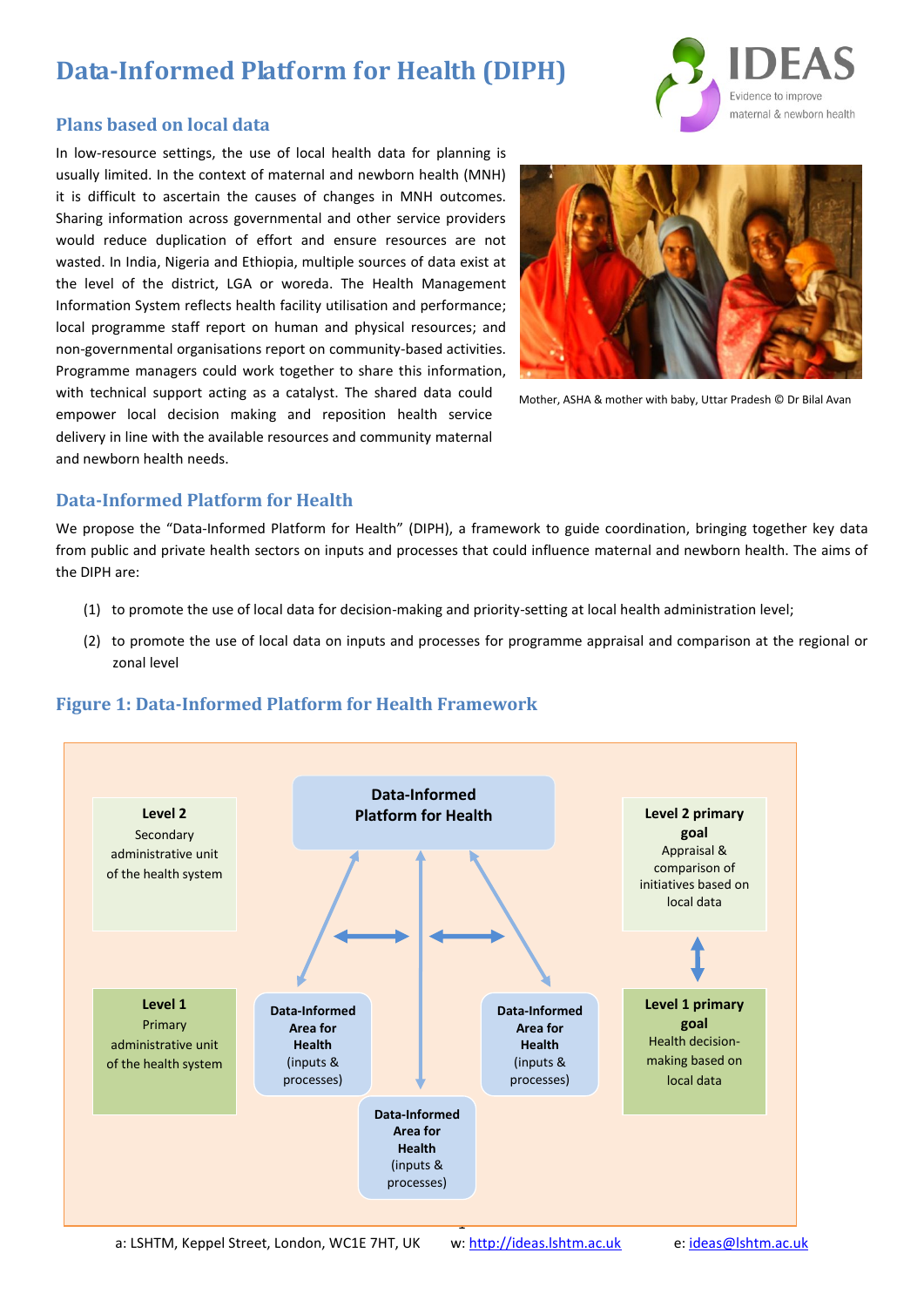# Data-Informed Platform for Health (DIPH)

## Plans based on local data

In low-resource settings, the use of local health data for planning is usually limited. In the context of maternal and newborn health (MNH) it is difficult to ascertain the causes of changes in MNH outcomes. Sharing information across governmental and other service providers would reduce duplication of effort and ensure resources are not wasted. In India, Nigeria and Ethiopia, multiple sources of data exist at the level of the district, LGA or woreda. The Health Management Information System reflects health facility utilisation and performance; local programme staff report on human and physical resources; and non-governmental organisations report on community-based activities. Programme managers could work together to share this information, with technical support acting as a catalyst. The shared data could empower local decision making and reposition health service delivery in line with the available resources and community maternal and newborn health needs.

Mother, ASHA & mother with baby, Uttar Pradesh © Dr Bilal Avan

## Data-Informed Platform for Health

We propose the "Data-Informed Platform for Health" (DIPH), a framework to guide coordination, bringing together key data from public and private health sectors on inputs and processes that could influence maternal and newborn health. The aims of the DIPH are:

(1) to promote the use of local data for decision-making and priority-setting at local health administration level;

(2) to promote the use of local data on inputs and processes for programme appraisal and comparison at the regional or zonal level

## Figure 1: Data-Informed Platform for Health Framework

**Data-Informed Platform for Health**

**Level 2** Secondary administrative unit of the health system

**Level 2 primary goal** Appraisal & comparison of initiatives based on local data

**Level 1** Primary administrative unit of the health system

**Level 1 primary goal** Health decision-making based on local data

**Data-Informed Area for Health** (inputs & processes)

**Data-Informed Area for Health** (inputs & processes)

**Data-Informed Area for Health** (inputs & processes)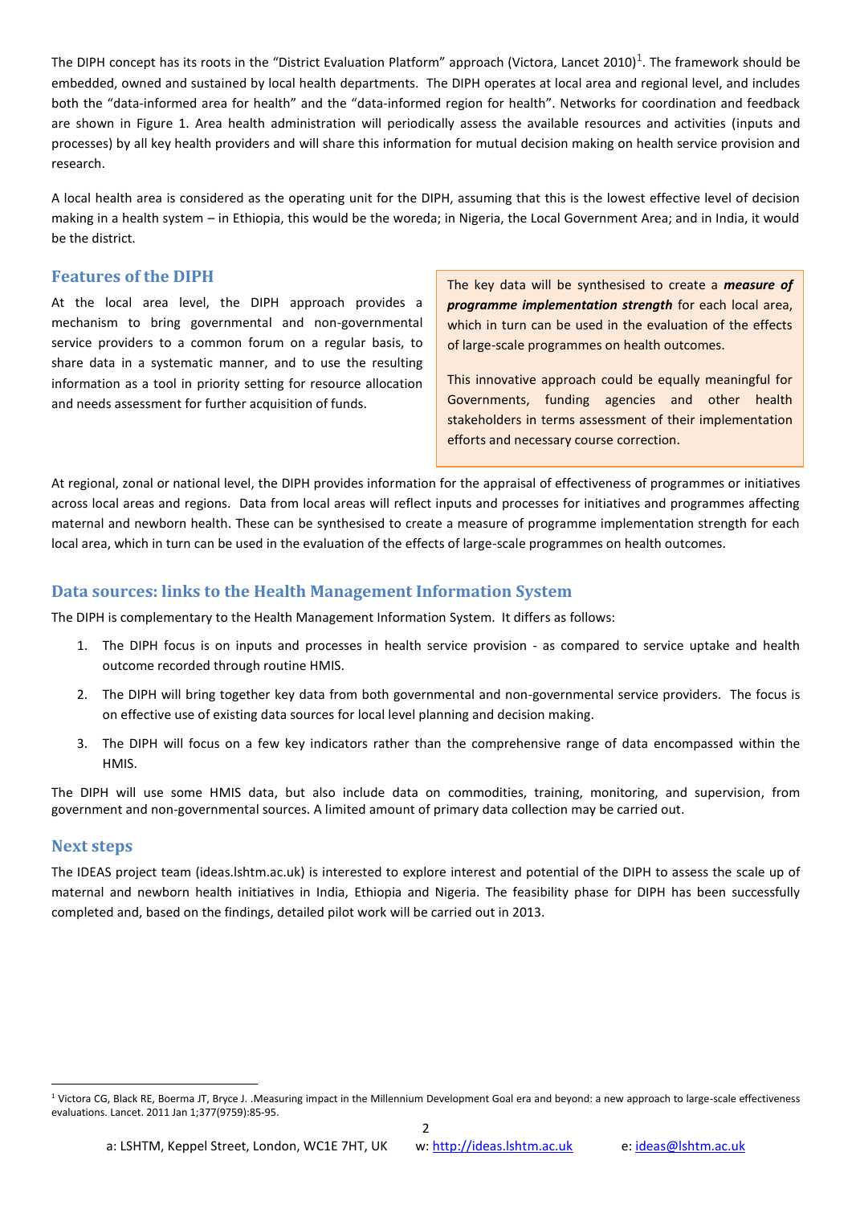The DIPH concept has its roots in the "District Evaluation Platform" approach (Victora, Lancet 2010)[1]. The framework should be embedded, owned and sustained by local health departments. The DIPH operates at local area and regional level, and includes both the "data-informed area for health" and the "data-informed region for health". Networks for coordination and feedback are shown in Figure 1. Area health administration will periodically assess the available resources and activities (inputs and processes) by all key health providers and will share this information for mutual decision making on health service provision and research.

A local health area is considered as the operating unit for the DIPH, assuming that this is the lowest effective level of decision making in a health system – in Ethiopia, this would be the woreda; in Nigeria, the Local Government Area; and in India, it would be the district.

## Features of the DIPH

At the local area level, the DIPH approach provides a mechanism to bring governmental and non-governmental service providers to a common forum on a regular basis, to share data in a systematic manner, and to use the resulting information as a tool in priority setting for resource allocation and needs assessment for further acquisition of funds.

The key data will be synthesised to create a ***measure of programme implementation strength*** for each local area, which in turn can be used in the evaluation of the effects of large-scale programmes on health outcomes.

This innovative approach could be equally meaningful for Governments, funding agencies and other health stakeholders in terms assessment of their implementation efforts and necessary course correction.

At regional, zonal or national level, the DIPH provides information for the appraisal of effectiveness of programmes or initiatives across local areas and regions. Data from local areas will reflect inputs and processes for initiatives and programmes affecting maternal and newborn health. These can be synthesised to create a measure of programme implementation strength for each local area, which in turn can be used in the evaluation of the effects of large-scale programmes on health outcomes.

## Data sources: links to the Health Management Information System

The DIPH is complementary to the Health Management Information System. It differs as follows:

1. The DIPH focus is on inputs and processes in health service provision - as compared to service uptake and health outcome recorded through routine HMIS.
2. The DIPH will bring together key data from both governmental and non-governmental service providers. The focus is on effective use of existing data sources for local level planning and decision making.
3. The DIPH will focus on a few key indicators rather than the comprehensive range of data encompassed within the HMIS.

The DIPH will use some HMIS data, but also include data on commodities, training, monitoring, and supervision, from government and non-governmental sources. A limited amount of primary data collection may be carried out.

## Next steps

The IDEAS project team (ideas.lshtm.ac.uk) is interested to explore interest and potential of the DIPH to assess the scale up of maternal and newborn health initiatives in India, Ethiopia and Nigeria. The feasibility phase for DIPH has been successfully completed and, based on the findings, detailed pilot work will be carried out in 2013.

[1] Victora CG, Black RE, Boerma JT, Bryce J. .Measuring impact in the Millennium Development Goal era and beyond: a new approach to large-scale effectiveness evaluations. Lancet. 2011 Jan 1;377(9759):85-95.

a: LSHTM, Keppel Street, London, WC1E 7HT, UK w: http://ideas.lshtm.ac.uk e: ideas@lshtm.ac.uk